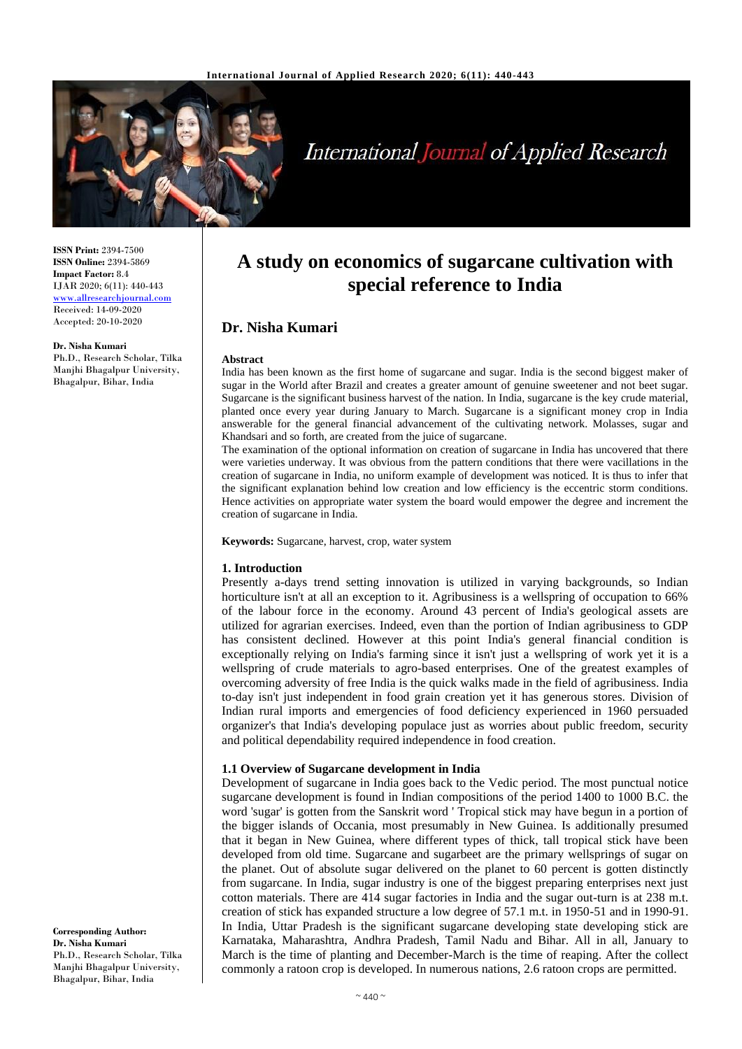# A study on economics of sugarcane cultivation with special reference to India

## Dr. Nisha Kumari

**ISSN Print:** 2394-7500
**ISSN Online:** 2394-5869
**Impact Factor:** 8.4
IJAR 2020; 6(11): 440-443
www.allresearchjournal.com
Received: 14-09-2020
Accepted: 20-10-2020

**Dr. Nisha Kumari**
Ph.D., Research Scholar, Tilka Manjhi Bhagalpur University, Bhagalpur, Bihar, India

**Corresponding Author:**
**Dr. Nisha Kumari**
Ph.D., Research Scholar, Tilka Manjhi Bhagalpur University, Bhagalpur, Bihar, India

**Abstract**

India has been known as the first home of sugarcane and sugar. India is the second biggest maker of sugar in the World after Brazil and creates a greater amount of genuine sweetener and not beet sugar. Sugarcane is the significant business harvest of the nation. In India, sugarcane is the key crude material, planted once every year during January to March. Sugarcane is a significant money crop in India answerable for the general financial advancement of the cultivating network. Molasses, sugar and Khandsari and so forth, are created from the juice of sugarcane.

The examination of the optional information on creation of sugarcane in India has uncovered that there were varieties underway. It was obvious from the pattern conditions that there were vacillations in the creation of sugarcane in India, no uniform example of development was noticed. It is thus to infer that the significant explanation behind low creation and low efficiency is the eccentric storm conditions. Hence activities on appropriate water system the board would empower the degree and increment the creation of sugarcane in India.

**Keywords:** Sugarcane, harvest, crop, water system

### 1. Introduction

Presently a-days trend setting innovation is utilized in varying backgrounds, so Indian horticulture isn't at all an exception to it. Agribusiness is a wellspring of occupation to 66% of the labour force in the economy. Around 43 percent of India's geological assets are utilized for agrarian exercises. Indeed, even than the portion of Indian agribusiness to GDP has consistent declined. However at this point India's general financial condition is exceptionally relying on India's farming since it isn't just a wellspring of work yet it is a wellspring of crude materials to agro-based enterprises. One of the greatest examples of overcoming adversity of free India is the quick walks made in the field of agribusiness. India to-day isn't just independent in food grain creation yet it has generous stores. Division of Indian rural imports and emergencies of food deficiency experienced in 1960 persuaded organizer's that India's developing populace just as worries about public freedom, security and political dependability required independence in food creation.

#### 1.1 Overview of Sugarcane development in India

Development of sugarcane in India goes back to the Vedic period. The most punctual notice sugarcane development is found in Indian compositions of the period 1400 to 1000 B.C. the word 'sugar' is gotten from the Sanskrit word ' Tropical stick may have begun in a portion of the bigger islands of Occania, most presumably in New Guinea. Is additionally presumed that it began in New Guinea, where different types of thick, tall tropical stick have been developed from old time. Sugarcane and sugarbeet are the primary wellsprings of sugar on the planet. Out of absolute sugar delivered on the planet to 60 percent is gotten distinctly from sugarcane. In India, sugar industry is one of the biggest preparing enterprises next just cotton materials. There are 414 sugar factories in India and the sugar out-turn is at 238 m.t. creation of stick has expanded structure a low degree of 57.1 m.t. in 1950-51 and in 1990-91. In India, Uttar Pradesh is the significant sugarcane developing state developing stick are Karnataka, Maharashtra, Andhra Pradesh, Tamil Nadu and Bihar. All in all, January to March is the time of planting and December-March is the time of reaping. After the collect commonly a ratoon crop is developed. In numerous nations, 2.6 ratoon crops are permitted.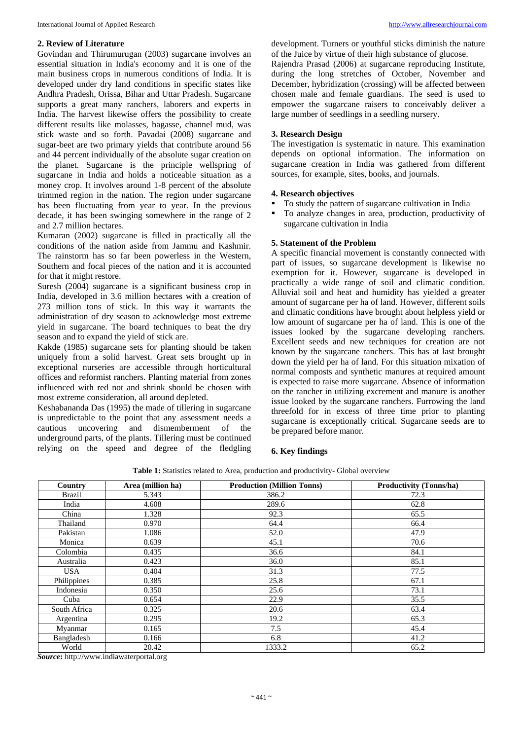## 2. Review of Literature

Govindan and Thirumurugan (2003) sugarcane involves an essential situation in India's economy and it is one of the main business crops in numerous conditions of India. It is developed under dry land conditions in specific states like Andhra Pradesh, Orissa, Bihar and Uttar Pradesh. Sugarcane supports a great many ranchers, laborers and experts in India. The harvest likewise offers the possibility to create different results like molasses, bagasse, channel mud, was stick waste and so forth. Pavadai (2008) sugarcane and sugar-beet are two primary yields that contribute around 56 and 44 percent individually of the absolute sugar creation on the planet. Sugarcane is the principle wellspring of sugarcane in India and holds a noticeable situation as a money crop. It involves around 1-8 percent of the absolute trimmed region in the nation. The region under sugarcane has been fluctuating from year to year. In the previous decade, it has been swinging somewhere in the range of 2 and 2.7 million hectares.

Kumaran (2002) sugarcane is filled in practically all the conditions of the nation aside from Jammu and Kashmir. The rainstorm has so far been powerless in the Western, Southern and focal pieces of the nation and it is accounted for that it might restore.

Suresh (2004) sugarcane is a significant business crop in India, developed in 3.6 million hectares with a creation of 273 million tons of stick. In this way it warrants the administration of dry season to acknowledge most extreme yield in sugarcane. The board techniques to beat the dry season and to expand the yield of stick are.

Kakde (1985) sugarcane sets for planting should be taken uniquely from a solid harvest. Great sets brought up in exceptional nurseries are accessible through horticultural offices and reformist ranchers. Planting material from zones influenced with red not and shrink should be chosen with most extreme consideration, all around depleted.

Keshabananda Das (1995) the made of tillering in sugarcane is unpredictable to the point that any assessment needs a cautious uncovering and dismemberment of the underground parts, of the plants. Tillering must be continued relying on the speed and degree of the fledgling development. Turners or youthful sticks diminish the nature of the Juice by virtue of their high substance of glucose.

Rajendra Prasad (2006) at sugarcane reproducing Institute, during the long stretches of October, November and December, hybridization (crossing) will be affected between chosen male and female guardians. The seed is used to empower the sugarcane raisers to conceivably deliver a large number of seedlings in a seedling nursery.

## 3. Research Design

The investigation is systematic in nature. This examination depends on optional information. The information on sugarcane creation in India was gathered from different sources, for example, sites, books, and journals.

## 4. Research objectives

- To study the pattern of sugarcane cultivation in India
- To analyze changes in area, production, productivity of sugarcane cultivation in India

## 5. Statement of the Problem

A specific financial movement is constantly connected with part of issues, so sugarcane development is likewise no exemption for it. However, sugarcane is developed in practically a wide range of soil and climatic condition. Alluvial soil and heat and humidity has yielded a greater amount of sugarcane per ha of land. However, different soils and climatic conditions have brought about helpless yield or low amount of sugarcane per ha of land. This is one of the issues looked by the sugarcane developing ranchers. Excellent seeds and new techniques for creation are not known by the sugarcane ranchers. This has at last brought down the yield per ha of land. For this situation mixation of normal composts and synthetic manures at required amount is expected to raise more sugarcane. Absence of information on the rancher in utilizing excrement and manure is another issue looked by the sugarcane ranchers. Furrowing the land threefold for in excess of three time prior to planting sugarcane is exceptionally critical. Sugarcane seeds are to be prepared before manor.

## 6. Key findings

**Table 1:** Statistics related to Area, production and productivity- Global overview

| Country | Area (million ha) | Production (Million Tonns) | Productivity (Tonns/ha) |
|---|---|---|---|
| Brazil | 5.343 | 386.2 | 72.3 |
| India | 4.608 | 289.6 | 62.8 |
| China | 1.328 | 92.3 | 65.5 |
| Thailand | 0.970 | 64.4 | 66.4 |
| Pakistan | 1.086 | 52.0 | 47.9 |
| Monica | 0.639 | 45.1 | 70.6 |
| Colombia | 0.435 | 36.6 | 84.1 |
| Australia | 0.423 | 36.0 | 85.1 |
| USA | 0.404 | 31.3 | 77.5 |
| Philippines | 0.385 | 25.8 | 67.1 |
| Indonesia | 0.350 | 25.6 | 73.1 |
| Cuba | 0.654 | 22.9 | 35.5 |
| South Africa | 0.325 | 20.6 | 63.4 |
| Argentina | 0.295 | 19.2 | 65.3 |
| Myanmar | 0.165 | 7.5 | 45.4 |
| Bangladesh | 0.166 | 6.8 | 41.2 |
| World | 20.42 | 1333.2 | 65.2 |

***Source*:** http://www.indiawaterportal.org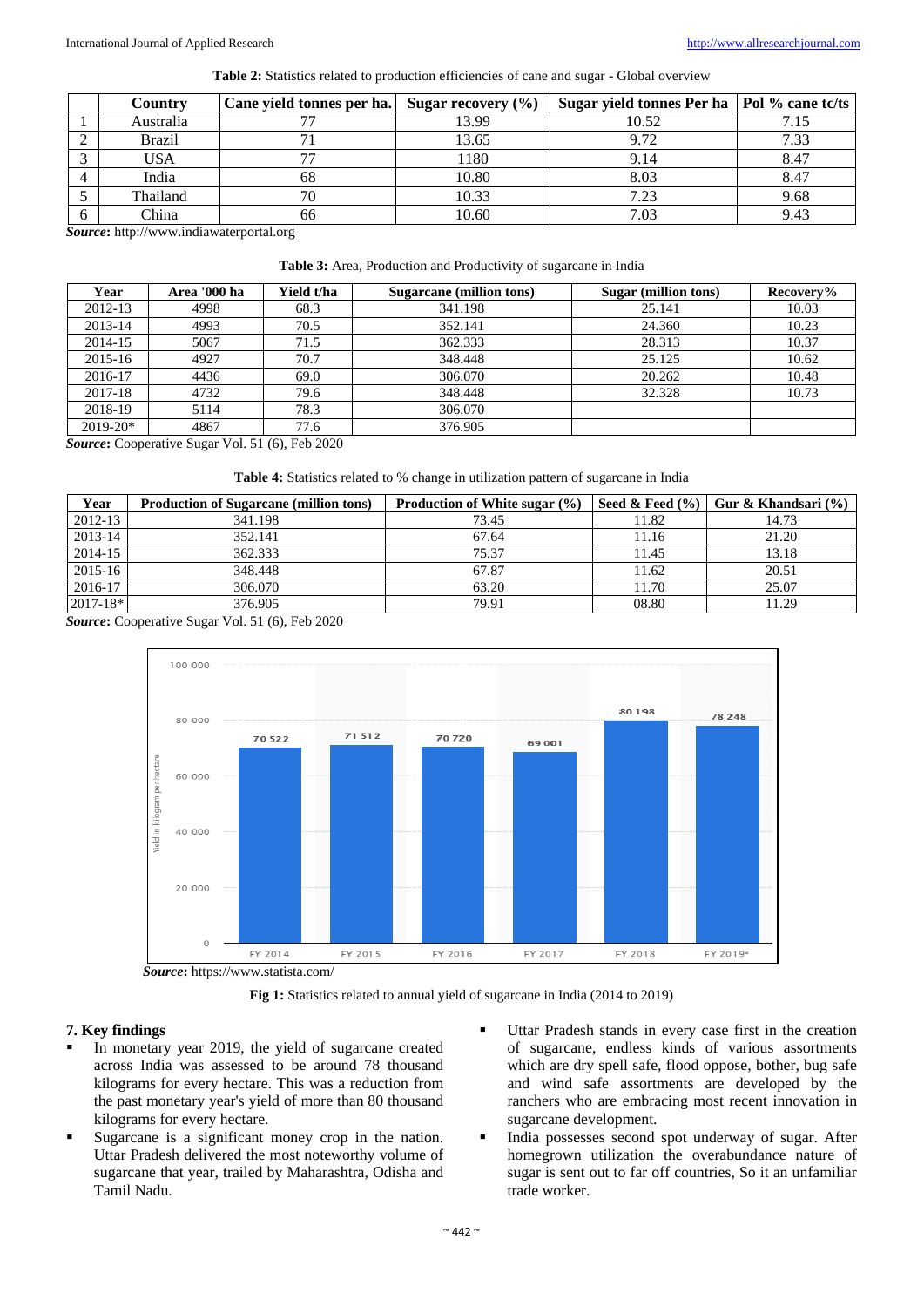**Table 2:** Statistics related to production efficiencies of cane and sugar - Global overview

|  | Country | Cane yield tonnes per ha. | Sugar recovery (%) | Sugar yield tonnes Per ha | Pol % cane tc/ts |
|---|---|---|---|---|---|
| 1 | Australia | 77 | 13.99 | 10.52 | 7.15 |
| 2 | Brazil | 71 | 13.65 | 9.72 | 7.33 |
| 3 | USA | 77 | 1180 | 9.14 | 8.47 |
| 4 | India | 68 | 10.80 | 8.03 | 8.47 |
| 5 | Thailand | 70 | 10.33 | 7.23 | 9.68 |
| 6 | China | 66 | 10.60 | 7.03 | 9.43 |

***Source*:** http://www.indiawaterportal.org

**Table 3:** Area, Production and Productivity of sugarcane in India

| Year | Area '000 ha | Yield t/ha | Sugarcane (million tons) | Sugar (million tons) | Recovery% |
|---|---|---|---|---|---|
| 2012-13 | 4998 | 68.3 | 341.198 | 25.141 | 10.03 |
| 2013-14 | 4993 | 70.5 | 352.141 | 24.360 | 10.23 |
| 2014-15 | 5067 | 71.5 | 362.333 | 28.313 | 10.37 |
| 2015-16 | 4927 | 70.7 | 348.448 | 25.125 | 10.62 |
| 2016-17 | 4436 | 69.0 | 306.070 | 20.262 | 10.48 |
| 2017-18 | 4732 | 79.6 | 348.448 | 32.328 | 10.73 |
| 2018-19 | 5114 | 78.3 | 306.070 |  |  |
| 2019-20* | 4867 | 77.6 | 376.905 |  |  |

***Source*:** Cooperative Sugar Vol. 51 (6), Feb 2020

**Table 4:** Statistics related to % change in utilization pattern of sugarcane in India

| Year | Production of Sugarcane (million tons) | Production of White sugar (%) | Seed & Feed (%) | Gur & Khandsari (%) |
|---|---|---|---|---|
| 2012-13 | 341.198 | 73.45 | 11.82 | 14.73 |
| 2013-14 | 352.141 | 67.64 | 11.16 | 21.20 |
| 2014-15 | 362.333 | 75.37 | 11.45 | 13.18 |
| 2015-16 | 348.448 | 67.87 | 11.62 | 20.51 |
| 2016-17 | 306.070 | 63.20 | 11.70 | 25.07 |
| 2017-18* | 376.905 | 79.91 | 08.80 | 11.29 |

***Source*:** Cooperative Sugar Vol. 51 (6), Feb 2020

| Year | Yield in kilogram per hectare |
|---|---|
| FY 2014 | 70 522 |
| FY 2015 | 71 512 |
| FY 2016 | 70 720 |
| FY 2017 | 69 001 |
| FY 2018 | 80 198 |
| FY 2019* | 78 248 |

***Source*:** https://www.statista.com/

**Fig 1:** Statistics related to annual yield of sugarcane in India (2014 to 2019)

## 7. Key findings

- In monetary year 2019, the yield of sugarcane created across India was assessed to be around 78 thousand kilograms for every hectare. This was a reduction from the past monetary year's yield of more than 80 thousand kilograms for every hectare.
- Sugarcane is a significant money crop in the nation. Uttar Pradesh delivered the most noteworthy volume of sugarcane that year, trailed by Maharashtra, Odisha and Tamil Nadu.
- Uttar Pradesh stands in every case first in the creation of sugarcane, endless kinds of various assortments which are dry spell safe, flood oppose, bother, bug safe and wind safe assortments are developed by the ranchers who are embracing most recent innovation in sugarcane development.
- India possesses second spot underway of sugar. After homegrown utilization the overabundance nature of sugar is sent out to far off countries, So it an unfamiliar trade worker.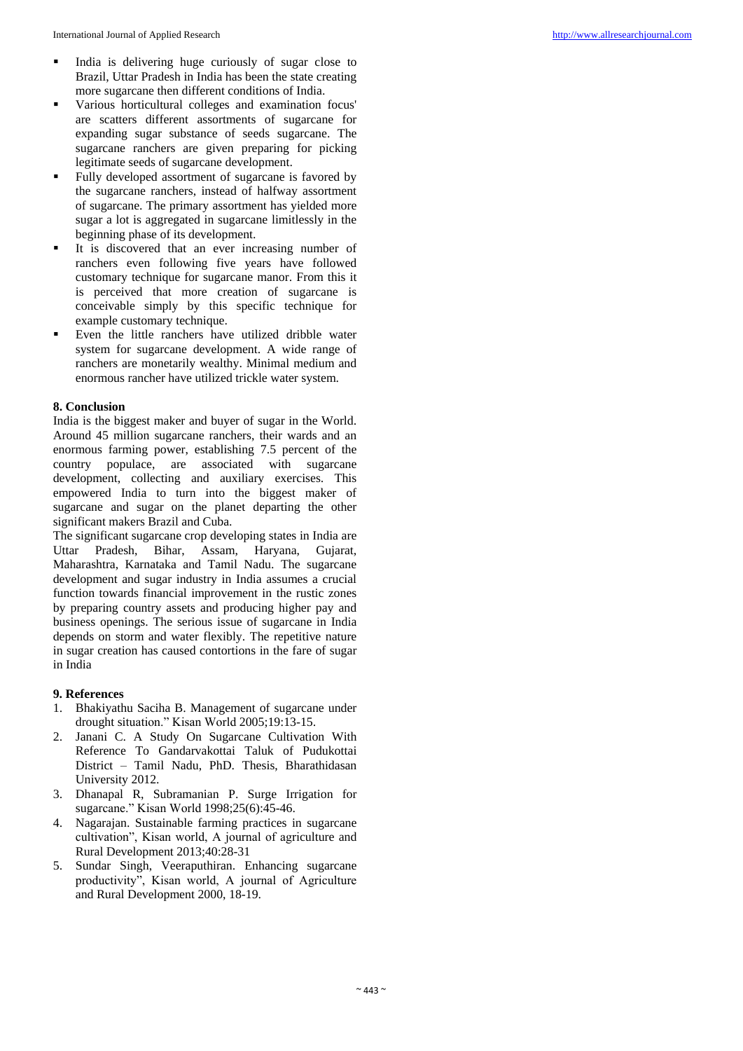- India is delivering huge curiously of sugar close to Brazil, Uttar Pradesh in India has been the state creating more sugarcane then different conditions of India.
- Various horticultural colleges and examination focus' are scatters different assortments of sugarcane for expanding sugar substance of seeds sugarcane. The sugarcane ranchers are given preparing for picking legitimate seeds of sugarcane development.
- Fully developed assortment of sugarcane is favored by the sugarcane ranchers, instead of halfway assortment of sugarcane. The primary assortment has yielded more sugar a lot is aggregated in sugarcane limitlessly in the beginning phase of its development.
- It is discovered that an ever increasing number of ranchers even following five years have followed customary technique for sugarcane manor. From this it is perceived that more creation of sugarcane is conceivable simply by this specific technique for example customary technique.
- Even the little ranchers have utilized dribble water system for sugarcane development. A wide range of ranchers are monetarily wealthy. Minimal medium and enormous rancher have utilized trickle water system.

## 8. Conclusion

India is the biggest maker and buyer of sugar in the World. Around 45 million sugarcane ranchers, their wards and an enormous farming power, establishing 7.5 percent of the country populace, are associated with sugarcane development, collecting and auxiliary exercises. This empowered India to turn into the biggest maker of sugarcane and sugar on the planet departing the other significant makers Brazil and Cuba.

The significant sugarcane crop developing states in India are Uttar Pradesh, Bihar, Assam, Haryana, Gujarat, Maharashtra, Karnataka and Tamil Nadu. The sugarcane development and sugar industry in India assumes a crucial function towards financial improvement in the rustic zones by preparing country assets and producing higher pay and business openings. The serious issue of sugarcane in India depends on storm and water flexibly. The repetitive nature in sugar creation has caused contortions in the fare of sugar in India

## 9. References

1. Bhakiyathu Saciha B. Management of sugarcane under drought situation." Kisan World 2005;19:13-15.
2. Janani C. A Study On Sugarcane Cultivation With Reference To Gandarvakottai Taluk of Pudukottai District – Tamil Nadu, PhD. Thesis, Bharathidasan University 2012.
3. Dhanapal R, Subramanian P. Surge Irrigation for sugarcane." Kisan World 1998;25(6):45-46.
4. Nagarajan. Sustainable farming practices in sugarcane cultivation", Kisan world, A journal of agriculture and Rural Development 2013;40:28-31
5. Sundar Singh, Veeraputhiran. Enhancing sugarcane productivity", Kisan world, A journal of Agriculture and Rural Development 2000, 18-19.